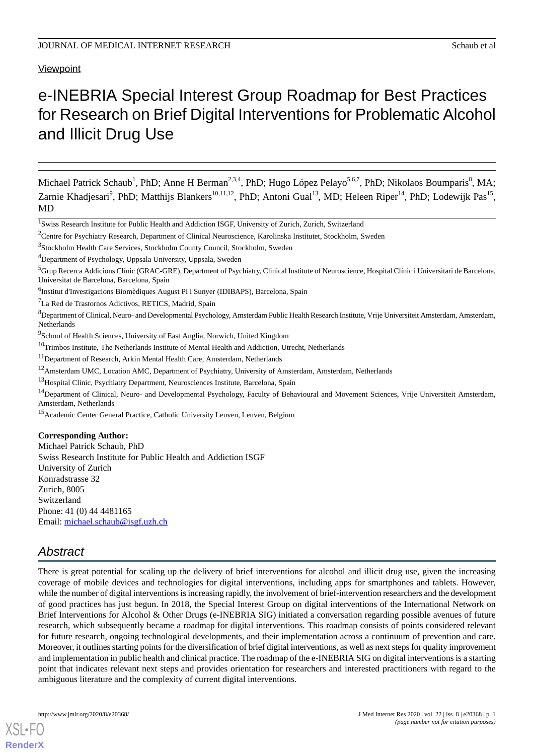Viewpoint

# e-INEBRIA Special Interest Group Roadmap for Best Practices for Research on Brief Digital Interventions for Problematic Alcohol and Illicit Drug Use

Michael Patrick Schaub[1], PhD; Anne H Berman[2,3,4], PhD; Hugo López Pelayo[5,6,7], PhD; Nikolaos Boumparis[8], MA; Zarnie Khadjesari[9], PhD; Matthijs Blankers[10,11,12], PhD; Antoni Gual[13], MD; Heleen Riper[14], PhD; Lodewijk Pas[15], MD

[1]Swiss Research Institute for Public Health and Addiction ISGF, University of Zurich, Zurich, Switzerland

[2]Centre for Psychiatry Research, Department of Clinical Neuroscience, Karolinska Institutet, Stockholm, Sweden

[3]Stockholm Health Care Services, Stockholm County Council, Stockholm, Sweden

[4]Department of Psychology, Uppsala University, Uppsala, Sweden

[5]Grup Recerca Addicions Clínic (GRAC-GRE), Department of Psychiatry, Clinical Institute of Neuroscience, Hospital Clínic i Universitari de Barcelona, Universitat de Barcelona, Barcelona, Spain

[6]Institut d'Investigacions Biomèdiques August Pi i Sunyer (IDIBAPS), Barcelona, Spain

[7]La Red de Trastornos Adictivos, RETICS, Madrid, Spain

[8]Department of Clinical, Neuro- and Developmental Psychology, Amsterdam Public Health Research Institute, Vrije Universiteit Amsterdam, Amsterdam, Netherlands

[9]School of Health Sciences, University of East Anglia, Norwich, United Kingdom

[10]Trimbos Institute, The Netherlands Institute of Mental Health and Addiction, Utrecht, Netherlands

[11]Department of Research, Arkin Mental Health Care, Amsterdam, Netherlands

[12]Amsterdam UMC, Location AMC, Department of Psychiatry, University of Amsterdam, Amsterdam, Netherlands

[13]Hospital Clinic, Psychiatry Department, Neurosciences Institute, Barcelona, Spain

[14]Department of Clinical, Neuro- and Developmental Psychology, Faculty of Behavioural and Movement Sciences, Vrije Universiteit Amsterdam, Amsterdam, Netherlands

[15]Academic Center General Practice, Catholic University Leuven, Leuven, Belgium

**Corresponding Author:**
Michael Patrick Schaub, PhD
Swiss Research Institute for Public Health and Addiction ISGF
University of Zurich
Konradstrasse 32
Zurich, 8005
Switzerland
Phone: 41 (0) 44 4481165
Email: michael.schaub@isgf.uzh.ch

## *Abstract*

There is great potential for scaling up the delivery of brief interventions for alcohol and illicit drug use, given the increasing coverage of mobile devices and technologies for digital interventions, including apps for smartphones and tablets. However, while the number of digital interventions is increasing rapidly, the involvement of brief-intervention researchers and the development of good practices has just begun. In 2018, the Special Interest Group on digital interventions of the International Network on Brief Interventions for Alcohol & Other Drugs (e-INEBRIA SIG) initiated a conversation regarding possible avenues of future research, which subsequently became a roadmap for digital interventions. This roadmap consists of points considered relevant for future research, ongoing technological developments, and their implementation across a continuum of prevention and care. Moreover, it outlines starting points for the diversification of brief digital interventions, as well as next steps for quality improvement and implementation in public health and clinical practice. The roadmap of the e-INEBRIA SIG on digital interventions is a starting point that indicates relevant next steps and provides orientation for researchers and interested practitioners with regard to the ambiguous literature and the complexity of current digital interventions.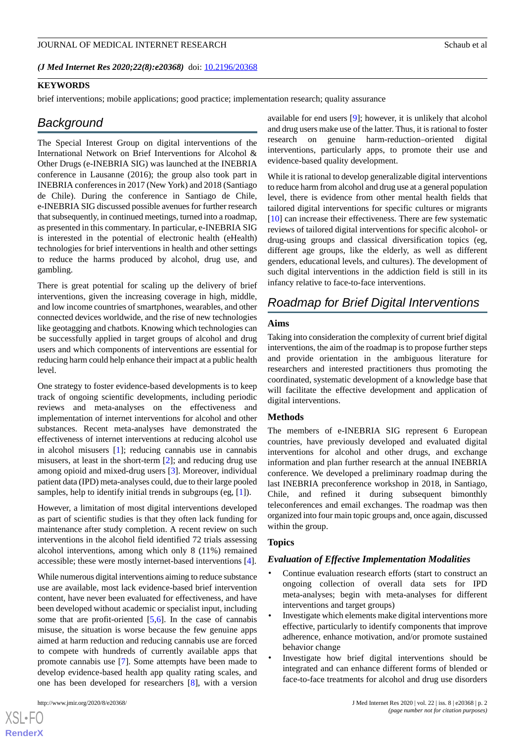(*J Med Internet Res 2020;22(8):e20368*) doi: 10.2196/20368

**KEYWORDS**

brief interventions; mobile applications; good practice; implementation research; quality assurance

## Background

The Special Interest Group on digital interventions of the International Network on Brief Interventions for Alcohol & Other Drugs (e-INEBRIA SIG) was launched at the INEBRIA conference in Lausanne (2016); the group also took part in INEBRIA conferences in 2017 (New York) and 2018 (Santiago de Chile). During the conference in Santiago de Chile, e-INEBRIA SIG discussed possible avenues for further research that subsequently, in continued meetings, turned into a roadmap, as presented in this commentary. In particular, e-INEBRIA SIG is interested in the potential of electronic health (eHealth) technologies for brief interventions in health and other settings to reduce the harms produced by alcohol, drug use, and gambling.

There is great potential for scaling up the delivery of brief interventions, given the increasing coverage in high, middle, and low income countries of smartphones, wearables, and other connected devices worldwide, and the rise of new technologies like geotagging and chatbots. Knowing which technologies can be successfully applied in target groups of alcohol and drug users and which components of interventions are essential for reducing harm could help enhance their impact at a public health level.

One strategy to foster evidence-based developments is to keep track of ongoing scientific developments, including periodic reviews and meta-analyses on the effectiveness and implementation of internet interventions for alcohol and other substances. Recent meta-analyses have demonstrated the effectiveness of internet interventions at reducing alcohol use in alcohol misusers [1]; reducing cannabis use in cannabis misusers, at least in the short-term [2]; and reducing drug use among opioid and mixed-drug users [3]. Moreover, individual patient data (IPD) meta-analyses could, due to their large pooled samples, help to identify initial trends in subgroups (eg, [1]).

However, a limitation of most digital interventions developed as part of scientific studies is that they often lack funding for maintenance after study completion. A recent review on such interventions in the alcohol field identified 72 trials assessing alcohol interventions, among which only 8 (11%) remained accessible; these were mostly internet-based interventions [4].

While numerous digital interventions aiming to reduce substance use are available, most lack evidence-based brief intervention content, have never been evaluated for effectiveness, and have been developed without academic or specialist input, including some that are profit-oriented [5,6]. In the case of cannabis misuse, the situation is worse because the few genuine apps aimed at harm reduction and reducing cannabis use are forced to compete with hundreds of currently available apps that promote cannabis use [7]. Some attempts have been made to develop evidence-based health app quality rating scales, and one has been developed for researchers [8], with a version available for end users [9]; however, it is unlikely that alcohol and drug users make use of the latter. Thus, it is rational to foster research on genuine harm-reduction–oriented digital interventions, particularly apps, to promote their use and evidence-based quality development.

While it is rational to develop generalizable digital interventions to reduce harm from alcohol and drug use at a general population level, there is evidence from other mental health fields that tailored digital interventions for specific cultures or migrants [10] can increase their effectiveness. There are few systematic reviews of tailored digital interventions for specific alcohol- or drug-using groups and classical diversification topics (eg, different age groups, like the elderly, as well as different genders, educational levels, and cultures). The development of such digital interventions in the addiction field is still in its infancy relative to face-to-face interventions.

## Roadmap for Brief Digital Interventions

### Aims

Taking into consideration the complexity of current brief digital interventions, the aim of the roadmap is to propose further steps and provide orientation in the ambiguous literature for researchers and interested practitioners thus promoting the coordinated, systematic development of a knowledge base that will facilitate the effective development and application of digital interventions.

### Methods

The members of e-INEBRIA SIG represent 6 European countries, have previously developed and evaluated digital interventions for alcohol and other drugs, and exchange information and plan further research at the annual INEBRIA conference. We developed a preliminary roadmap during the last INEBRIA preconference workshop in 2018, in Santiago, Chile, and refined it during subsequent bimonthly teleconferences and email exchanges. The roadmap was then organized into four main topic groups and, once again, discussed within the group.

### Topics

#### *Evaluation of Effective Implementation Modalities*

- Continue evaluation research efforts (start to construct an ongoing collection of overall data sets for IPD meta-analyses; begin with meta-analyses for different interventions and target groups)
- Investigate which elements make digital interventions more effective, particularly to identify components that improve adherence, enhance motivation, and/or promote sustained behavior change
- Investigate how brief digital interventions should be integrated and can enhance different forms of blended or face-to-face treatments for alcohol and drug use disorders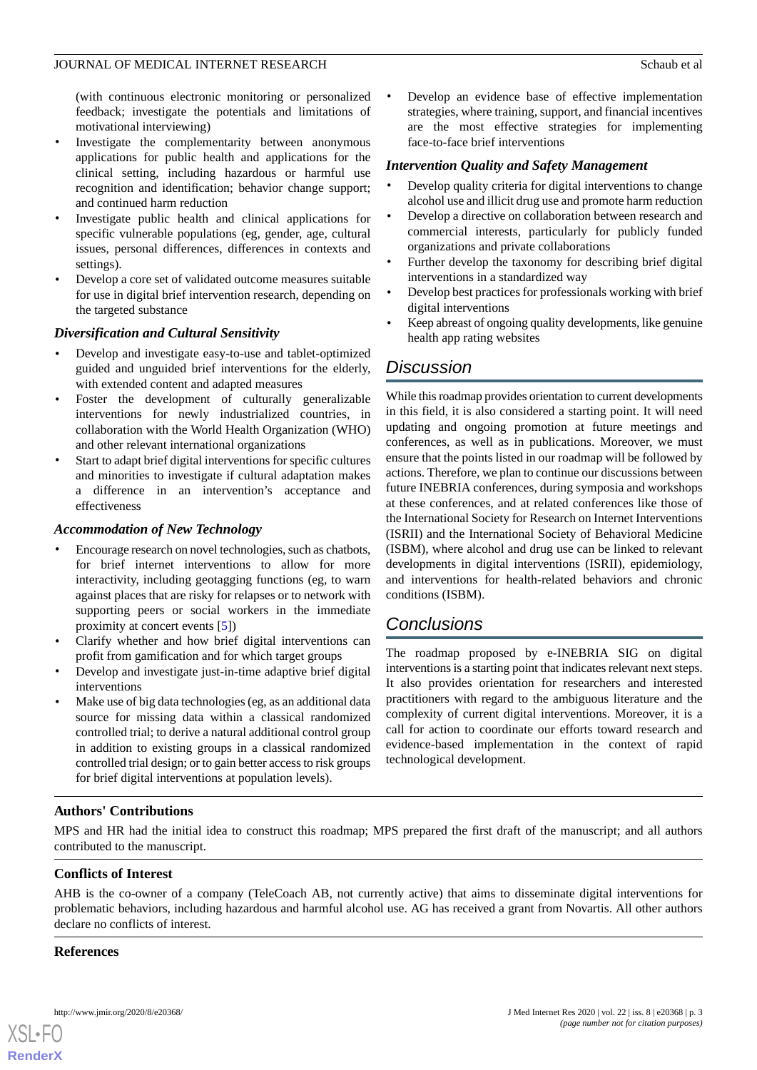(with continuous electronic monitoring or personalized feedback; investigate the potentials and limitations of motivational interviewing)

- Investigate the complementarity between anonymous applications for public health and applications for the clinical setting, including hazardous or harmful use recognition and identification; behavior change support; and continued harm reduction
- Investigate public health and clinical applications for specific vulnerable populations (eg, gender, age, cultural issues, personal differences, differences in contexts and settings).
- Develop a core set of validated outcome measures suitable for use in digital brief intervention research, depending on the targeted substance

### *Diversification and Cultural Sensitivity*

- Develop and investigate easy-to-use and tablet-optimized guided and unguided brief interventions for the elderly, with extended content and adapted measures
- Foster the development of culturally generalizable interventions for newly industrialized countries, in collaboration with the World Health Organization (WHO) and other relevant international organizations
- Start to adapt brief digital interventions for specific cultures and minorities to investigate if cultural adaptation makes a difference in an intervention's acceptance and effectiveness

### *Accommodation of New Technology*

- Encourage research on novel technologies, such as chatbots, for brief internet interventions to allow for more interactivity, including geotagging functions (eg, to warn against places that are risky for relapses or to network with supporting peers or social workers in the immediate proximity at concert events [5])
- Clarify whether and how brief digital interventions can profit from gamification and for which target groups
- Develop and investigate just-in-time adaptive brief digital interventions
- Make use of big data technologies (eg, as an additional data source for missing data within a classical randomized controlled trial; to derive a natural additional control group in addition to existing groups in a classical randomized controlled trial design; or to gain better access to risk groups for brief digital interventions at population levels).
- Develop an evidence base of effective implementation strategies, where training, support, and financial incentives are the most effective strategies for implementing face-to-face brief interventions

### *Intervention Quality and Safety Management*

- Develop quality criteria for digital interventions to change alcohol use and illicit drug use and promote harm reduction
- Develop a directive on collaboration between research and commercial interests, particularly for publicly funded organizations and private collaborations
- Further develop the taxonomy for describing brief digital interventions in a standardized way
- Develop best practices for professionals working with brief digital interventions
- Keep abreast of ongoing quality developments, like genuine health app rating websites

## Discussion

While this roadmap provides orientation to current developments in this field, it is also considered a starting point. It will need updating and ongoing promotion at future meetings and conferences, as well as in publications. Moreover, we must ensure that the points listed in our roadmap will be followed by actions. Therefore, we plan to continue our discussions between future INEBRIA conferences, during symposia and workshops at these conferences, and at related conferences like those of the International Society for Research on Internet Interventions (ISRII) and the International Society of Behavioral Medicine (ISBM), where alcohol and drug use can be linked to relevant developments in digital interventions (ISRII), epidemiology, and interventions for health-related behaviors and chronic conditions (ISBM).

## Conclusions

The roadmap proposed by e-INEBRIA SIG on digital interventions is a starting point that indicates relevant next steps. It also provides orientation for researchers and interested practitioners with regard to the ambiguous literature and the complexity of current digital interventions. Moreover, it is a call for action to coordinate our efforts toward research and evidence-based implementation in the context of rapid technological development.

### Authors' Contributions

MPS and HR had the initial idea to construct this roadmap; MPS prepared the first draft of the manuscript; and all authors contributed to the manuscript.

### Conflicts of Interest

AHB is the co-owner of a company (TeleCoach AB, not currently active) that aims to disseminate digital interventions for problematic behaviors, including hazardous and harmful alcohol use. AG has received a grant from Novartis. All other authors declare no conflicts of interest.

### References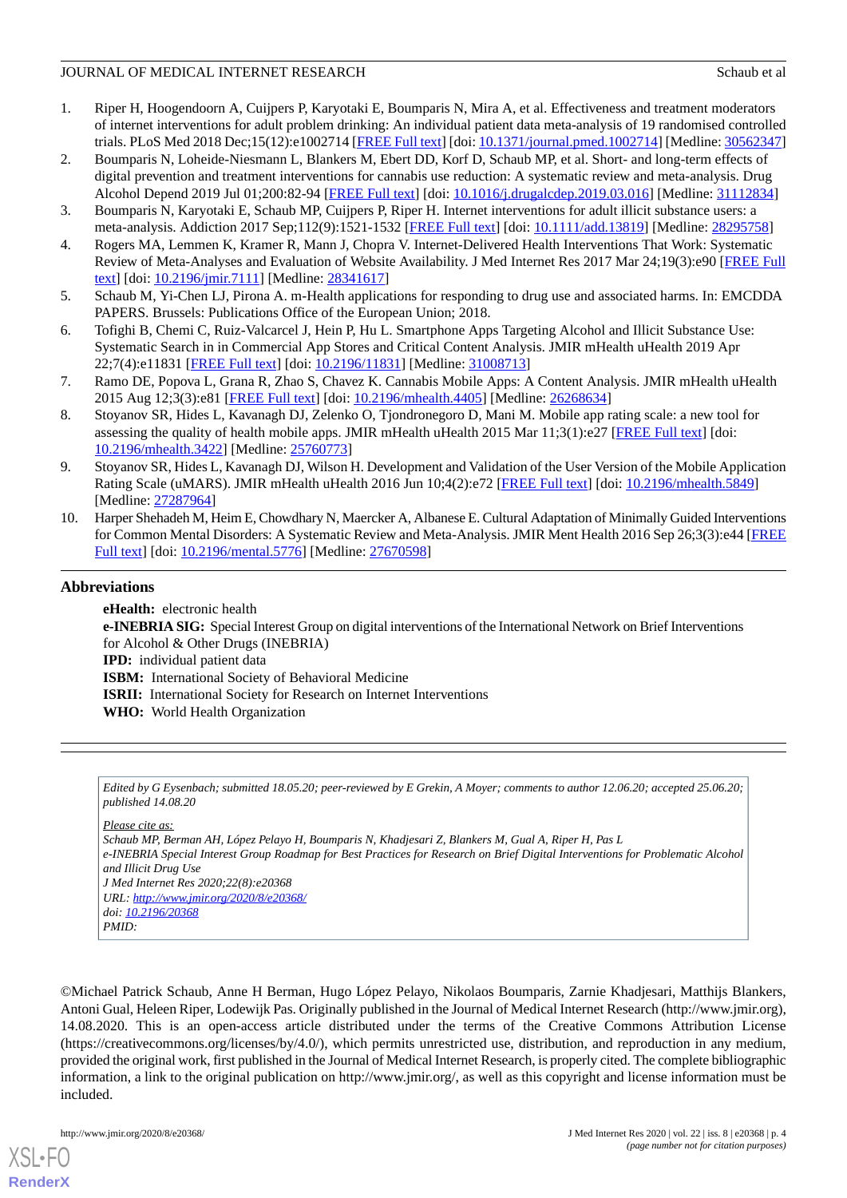1. Riper H, Hoogendoorn A, Cuijpers P, Karyotaki E, Boumparis N, Mira A, et al. Effectiveness and treatment moderators of internet interventions for adult problem drinking: An individual patient data meta-analysis of 19 randomised controlled trials. PLoS Med 2018 Dec;15(12):e1002714 [FREE Full text] [doi: 10.1371/journal.pmed.1002714] [Medline: 30562347]
2. Boumparis N, Loheide-Niesmann L, Blankers M, Ebert DD, Korf D, Schaub MP, et al. Short- and long-term effects of digital prevention and treatment interventions for cannabis use reduction: A systematic review and meta-analysis. Drug Alcohol Depend 2019 Jul 01;200:82-94 [FREE Full text] [doi: 10.1016/j.drugalcdep.2019.03.016] [Medline: 31112834]
3. Boumparis N, Karyotaki E, Schaub MP, Cuijpers P, Riper H. Internet interventions for adult illicit substance users: a meta-analysis. Addiction 2017 Sep;112(9):1521-1532 [FREE Full text] [doi: 10.1111/add.13819] [Medline: 28295758]
4. Rogers MA, Lemmen K, Kramer R, Mann J, Chopra V. Internet-Delivered Health Interventions That Work: Systematic Review of Meta-Analyses and Evaluation of Website Availability. J Med Internet Res 2017 Mar 24;19(3):e90 [FREE Full text] [doi: 10.2196/jmir.7111] [Medline: 28341617]
5. Schaub M, Yi-Chen LJ, Pirona A. m-Health applications for responding to drug use and associated harms. In: EMCDDA PAPERS. Brussels: Publications Office of the European Union; 2018.
6. Tofighi B, Chemi C, Ruiz-Valcarcel J, Hein P, Hu L. Smartphone Apps Targeting Alcohol and Illicit Substance Use: Systematic Search in in Commercial App Stores and Critical Content Analysis. JMIR mHealth uHealth 2019 Apr 22;7(4):e11831 [FREE Full text] [doi: 10.2196/11831] [Medline: 31008713]
7. Ramo DE, Popova L, Grana R, Zhao S, Chavez K. Cannabis Mobile Apps: A Content Analysis. JMIR mHealth uHealth 2015 Aug 12;3(3):e81 [FREE Full text] [doi: 10.2196/mhealth.4405] [Medline: 26268634]
8. Stoyanov SR, Hides L, Kavanagh DJ, Zelenko O, Tjondronegoro D, Mani M. Mobile app rating scale: a new tool for assessing the quality of health mobile apps. JMIR mHealth uHealth 2015 Mar 11;3(1):e27 [FREE Full text] [doi: 10.2196/mhealth.3422] [Medline: 25760773]
9. Stoyanov SR, Hides L, Kavanagh DJ, Wilson H. Development and Validation of the User Version of the Mobile Application Rating Scale (uMARS). JMIR mHealth uHealth 2016 Jun 10;4(2):e72 [FREE Full text] [doi: 10.2196/mhealth.5849] [Medline: 27287964]
10. Harper Shehadeh M, Heim E, Chowdhary N, Maercker A, Albanese E. Cultural Adaptation of Minimally Guided Interventions for Common Mental Disorders: A Systematic Review and Meta-Analysis. JMIR Ment Health 2016 Sep 26;3(3):e44 [FREE Full text] [doi: 10.2196/mental.5776] [Medline: 27670598]

## Abbreviations

**eHealth:** electronic health
**e-INEBRIA SIG:** Special Interest Group on digital interventions of the International Network on Brief Interventions for Alcohol & Other Drugs (INEBRIA)
**IPD:** individual patient data
**ISBM:** International Society of Behavioral Medicine
**ISRII:** International Society for Research on Internet Interventions
**WHO:** World Health Organization

*Edited by G Eysenbach; submitted 18.05.20; peer-reviewed by E Grekin, A Moyer; comments to author 12.06.20; accepted 25.06.20; published 14.08.20*

*Please cite as:*
*Schaub MP, Berman AH, López Pelayo H, Boumparis N, Khadjesari Z, Blankers M, Gual A, Riper H, Pas L*
*e-INEBRIA Special Interest Group Roadmap for Best Practices for Research on Brief Digital Interventions for Problematic Alcohol and Illicit Drug Use*
*J Med Internet Res 2020;22(8):e20368*
*URL: http://www.jmir.org/2020/8/e20368/*
*doi: 10.2196/20368*
*PMID:*

©Michael Patrick Schaub, Anne H Berman, Hugo López Pelayo, Nikolaos Boumparis, Zarnie Khadjesari, Matthijs Blankers, Antoni Gual, Heleen Riper, Lodewijk Pas. Originally published in the Journal of Medical Internet Research (http://www.jmir.org), 14.08.2020. This is an open-access article distributed under the terms of the Creative Commons Attribution License (https://creativecommons.org/licenses/by/4.0/), which permits unrestricted use, distribution, and reproduction in any medium, provided the original work, first published in the Journal of Medical Internet Research, is properly cited. The complete bibliographic information, a link to the original publication on http://www.jmir.org/, as well as this copyright and license information must be included.